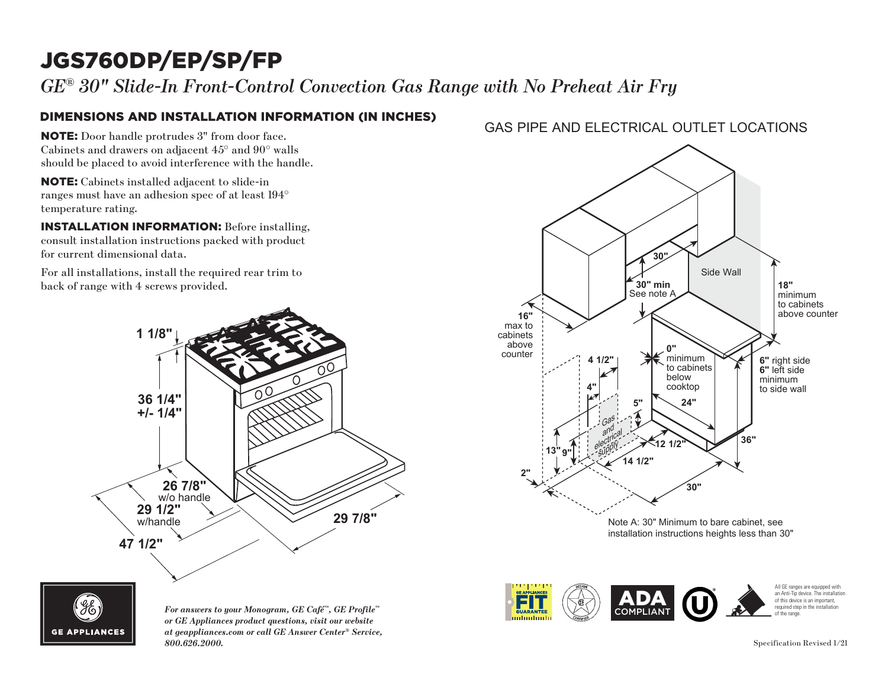# JGS760DP/EP/SP/FP

*GE® 30" Slide-In Front-Control Convection Gas Range with No Preheat Air Fry*

## DIMENSIONS AND INSTALLATION INFORMATION (IN INCHES)

**NOTE:** Door handle protrudes 3" from door face. Cabinets and drawers on adjacent 45° and 90° walls should be placed to avoid interference with the handle.

**NOTE:** Cabinets installed adjacent to slide-in ranges must have an adhesion spec of at least 194° temperature rating.

**INSTALLATION INFORMATION:** Before installing, consult installation instructions packed with product for current dimensional data.

For all installations, install the required rear trim to back of range with 4 screws provided.

1 1/8"

36 1/4" +/- 1/4"

26 7/8" w/o handle

29 1/2" w/handle

47 1/2"

29 7/8"

## GAS PIPE AND ELECTRICAL OUTLET LOCATIONS

30"

30" min See note A

Side Wall

18" minimum to cabinets above counter

16" max to cabinets above counter

0" minimum to cabinets below cooktop

4 1/2"

4"

5"

24"

6" right side
6" left side
minimum to side wall

Gas and electrical supply

13"

9"

12 1/2"

14 1/2"

36"

2"

30"

Note A: 30" Minimum to bare cabinet, see installation instructions heights less than 30"

GE APPLIANCES

*For answers to your Monogram, GE Café™, GE Profile™ or GE Appliances product questions, visit our website at geappliances.com or call GE Answer Center® Service, 800.626.2000.*

GE APPLIANCES FIT GUARANTEE

DESIGN CERTIFIED

ADA COMPLIANT

All GE ranges are equipped with an Anti-Tip device. The installation of this device is an important, required step in the installation of the range.

Specification Revised 1/21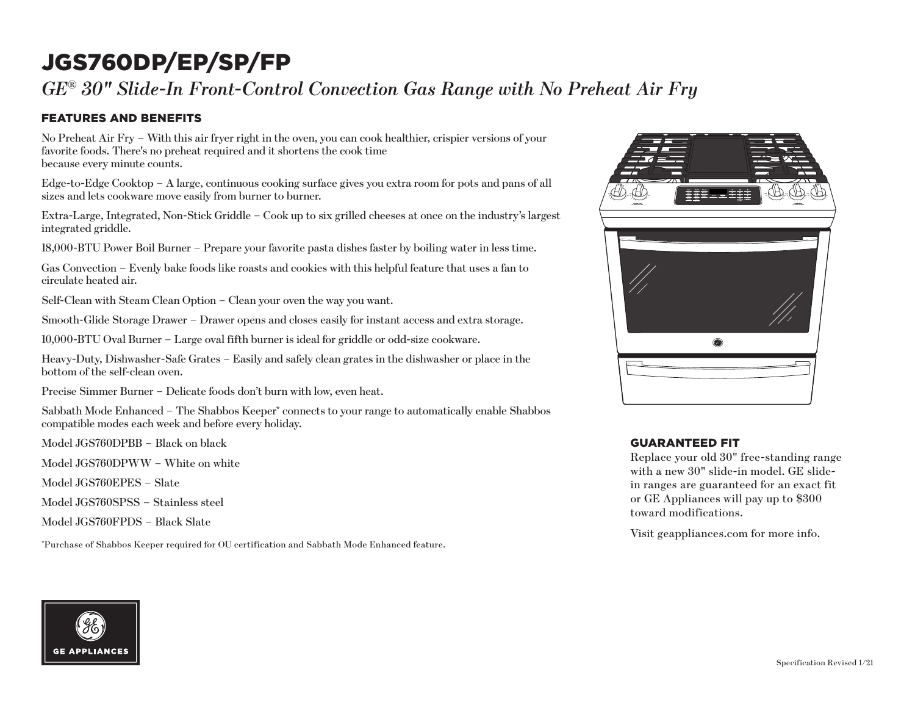# JGS760DP/EP/SP/FP

## *GE® 30" Slide-In Front-Control Convection Gas Range with No Preheat Air Fry*

### FEATURES AND BENEFITS

No Preheat Air Fry – With this air fryer right in the oven, you can cook healthier, crispier versions of your favorite foods. There's no preheat required and it shortens the cook time because every minute counts.

Edge-to-Edge Cooktop – A large, continuous cooking surface gives you extra room for pots and pans of all sizes and lets cookware move easily from burner to burner.

Extra-Large, Integrated, Non-Stick Griddle – Cook up to six grilled cheeses at once on the industry's largest integrated griddle.

18,000-BTU Power Boil Burner – Prepare your favorite pasta dishes faster by boiling water in less time.

Gas Convection – Evenly bake foods like roasts and cookies with this helpful feature that uses a fan to circulate heated air.

Self-Clean with Steam Clean Option – Clean your oven the way you want.

Smooth-Glide Storage Drawer – Drawer opens and closes easily for instant access and extra storage.

10,000-BTU Oval Burner – Large oval fifth burner is ideal for griddle or odd-size cookware.

Heavy-Duty, Dishwasher-Safe Grates – Easily and safely clean grates in the dishwasher or place in the bottom of the self-clean oven.

Precise Simmer Burner – Delicate foods don't burn with low, even heat.

Sabbath Mode Enhanced – The Shabbos Keeper* connects to your range to automatically enable Shabbos compatible modes each week and before every holiday.

Model JGS760DPBB – Black on black

Model JGS760DPWW – White on white

Model JGS760EPES – Slate

Model JGS760SPSS – Stainless steel

Model JGS760FPDS – Black Slate

*Purchase of Shabbos Keeper required for OU certification and Sabbath Mode Enhanced feature.

### GUARANTEED FIT

Replace your old 30" free-standing range with a new 30" slide-in model. GE slide-in ranges are guaranteed for an exact fit or GE Appliances will pay up to $300 toward modifications.

Visit geappliances.com for more info.

GE APPLIANCES

Specification Revised 1/21